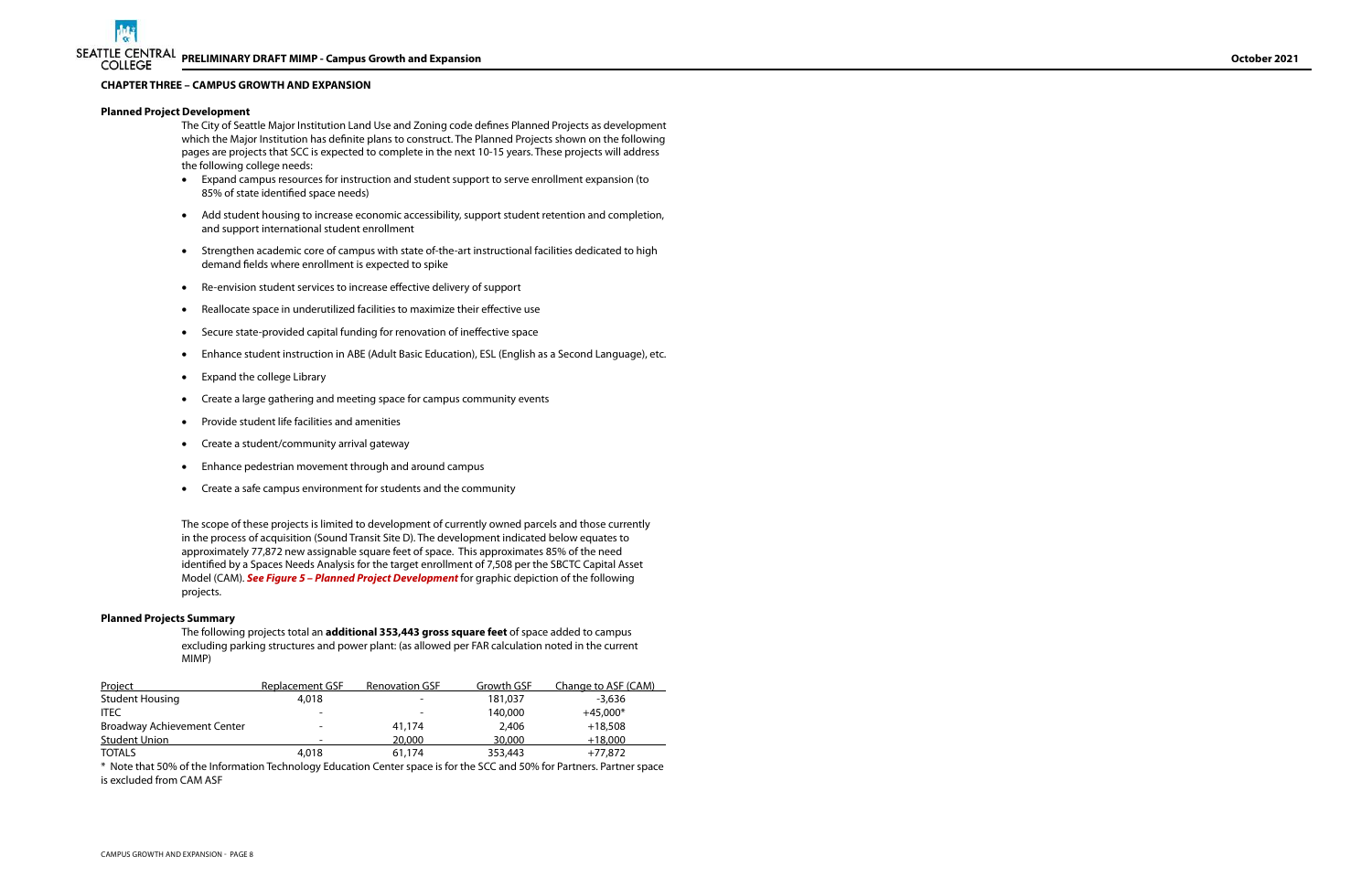## CHAPTER THREE – CAMPUS GROWTH AND EXPANSION

### Planned Project Development

The City of Seattle Major Institution Land Use and Zoning code defines Planned Projects as development which the Major Institution has definite plans to construct. The Planned Projects shown on the following pages are projects that SCC is expected to complete in the next 10-15 years. These projects will address the following college needs:

- Expand campus resources for instruction and student support to serve enrollment expansion (to 85% of state identified space needs)
- Add student housing to increase economic accessibility, support student retention and completion, and support international student enrollment
- Strengthen academic core of campus with state of-the-art instructional facilities dedicated to high demand fields where enrollment is expected to spike
- Re-envision student services to increase effective delivery of support
- Reallocate space in underutilized facilities to maximize their effective use
- Secure state-provided capital funding for renovation of ineffective space
- Enhance student instruction in ABE (Adult Basic Education), ESL (English as a Second Language), etc.
- Expand the college Library
- Create a large gathering and meeting space for campus community events
- Provide student life facilities and amenities
- Create a student/community arrival gateway
- Enhance pedestrian movement through and around campus
- Create a safe campus environment for students and the community

The scope of these projects is limited to development of currently owned parcels and those currently in the process of acquisition (Sound Transit Site D). The development indicated below equates to approximately 77,872 new assignable square feet of space. This approximates 85% of the need identified by a Spaces Needs Analysis for the target enrollment of 7,508 per the SBCTC Capital Asset Model (CAM). ***See Figure 5 – Planned Project Development*** for graphic depiction of the following projects.

### Planned Projects Summary

The following projects total an **additional 353,443 gross square feet** of space added to campus excluding parking structures and power plant: (as allowed per FAR calculation noted in the current MIMP)

| Project | Replacement GSF | Renovation GSF | Growth GSF | Change to ASF (CAM) |
|---|---|---|---|---|
| Student Housing | 4,018 | - | 181,037 | -3,636 |
| ITEC | - | - | 140,000 | +45,000* |
| Broadway Achievement Center | - | 41,174 | 2,406 | +18,508 |
| Student Union | - | 20,000 | 30,000 | +18,000 |
| TOTALS | 4,018 | 61,174 | 353,443 | +77,872 |

\* Note that 50% of the Information Technology Education Center space is for the SCC and 50% for Partners. Partner space is excluded from CAM ASF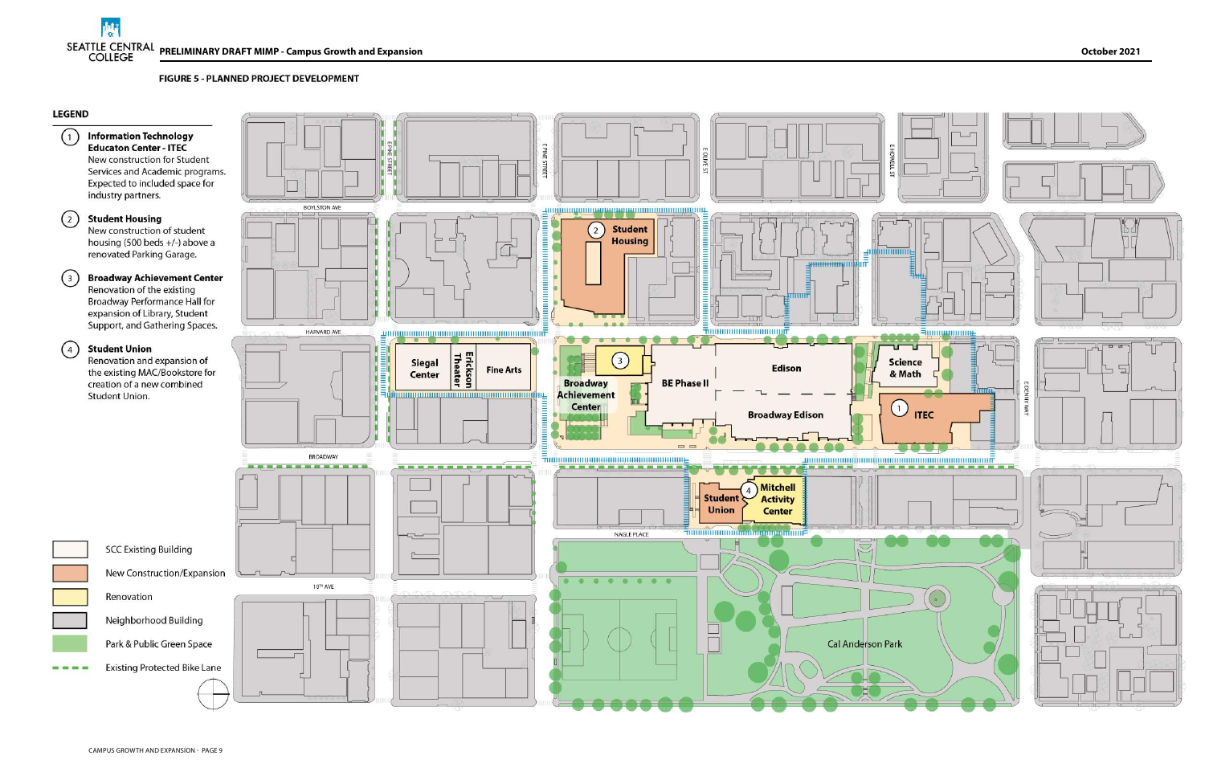# FIGURE 5 - PLANNED PROJECT DEVELOPMENT

## LEGEND

1. **Information Technology Educaton Center - ITEC**
   New construction for Student Services and Academic programs. Expected to included space for industry partners.

2. **Student Housing**
   New construction of student housing (500 beds +/-) above a renovated Parking Garage.

3. **Broadway Achievement Center**
   Renovation of the existing Broadway Performance Hall for expansion of Library, Student Support, and Gathering Spaces.

4. **Student Union**
   Renovation and expansion of the existing MAC/Bookstore for creation of a new combined Student Union.

- SCC Existing Building
- New Construction/Expansion
- Renovation
- Neighborhood Building
- Park & Public Green Space
- Existing Protected Bike Lane

Boylston Ave · Harvard Ave · Broadway · 10th Ave · Nagle Place · E Pine Street · E Olive St · E Howell St · E Denny Way

Siegal Center · Erickson Theater · Fine Arts · Broadway Achievement Center · BE Phase II · Edison · Broadway Edison · Science & Math · ITEC · Student Housing · Student Union · Mitchell Activity Center · Cal Anderson Park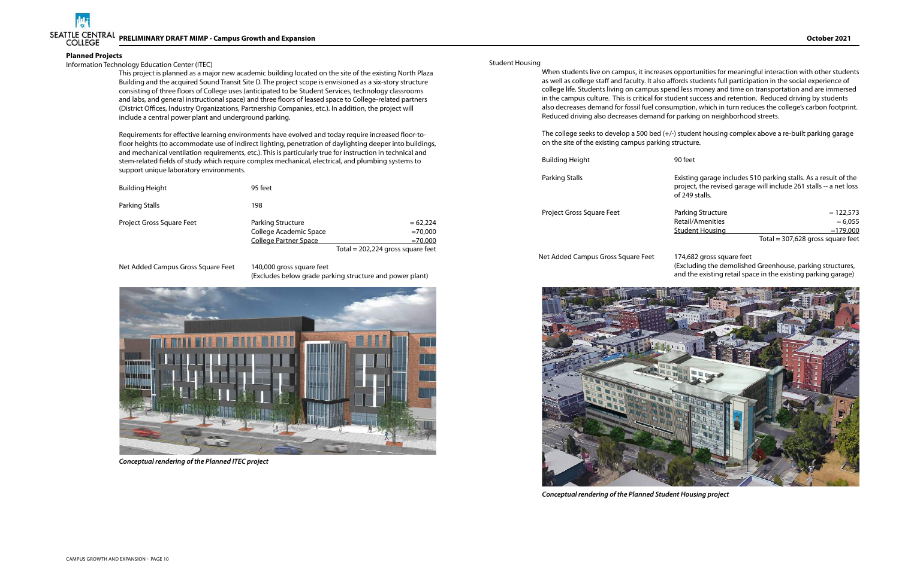## Planned Projects

### Information Technology Education Center (ITEC)

This project is planned as a major new academic building located on the site of the existing North Plaza Building and the acquired Sound Transit Site D. The project scope is envisioned as a six-story structure consisting of three floors of College uses (anticipated to be Student Services, technology classrooms and labs, and general instructional space) and three floors of leased space to College-related partners (District Offices, Industry Organizations, Partnership Companies, etc.). In addition, the project will include a central power plant and underground parking.

Requirements for effective learning environments have evolved and today require increased floor-to-floor heights (to accommodate use of indirect lighting, penetration of daylighting deeper into buildings, and mechanical ventilation requirements, etc.). This is particularly true for instruction in technical and stem-related fields of study which require complex mechanical, electrical, and plumbing systems to support unique laboratory environments.

| | | |
|---|---|---|
| Building Height | 95 feet | |
| Parking Stalls | 198 | |
| Project Gross Square Feet | Parking Structure | = 62,224 |
| | College Academic Space | =70,000 |
| | College Partner Space | =70,000 |
| | | Total = 202,224 gross square feet |
| Net Added Campus Gross Square Feet | 140,000 gross square feet (Excludes below grade parking structure and power plant) | |

*Conceptual rendering of the Planned ITEC project*

### Student Housing

When students live on campus, it increases opportunities for meaningful interaction with other students as well as college staff and faculty. It also affords students full participation in the social experience of college life. Students living on campus spend less money and time on transportation and are immersed in the campus culture. This is critical for student success and retention. Reduced driving by students also decreases demand for fossil fuel consumption, which in turn reduces the college's carbon footprint. Reduced driving also decreases demand for parking on neighborhood streets.

The college seeks to develop a 500 bed (+/-) student housing complex above a re-built parking garage on the site of the existing campus parking structure.

| | | |
|---|---|---|
| Building Height | 90 feet | |
| Parking Stalls | Existing garage includes 510 parking stalls. As a result of the project, the revised garage will include 261 stalls -- a net loss of 249 stalls. | |
| Project Gross Square Feet | Parking Structure | = 122,573 |
| | Retail/Amenities | = 6,055 |
| | Student Housing | =179,000 |
| | | Total = 307,628 gross square feet |
| Net Added Campus Gross Square Feet | 174,682 gross square feet (Excluding the demolished Greenhouse, parking structures, and the existing retail space in the existing parking garage) | |

*Conceptual rendering of the Planned Student Housing project*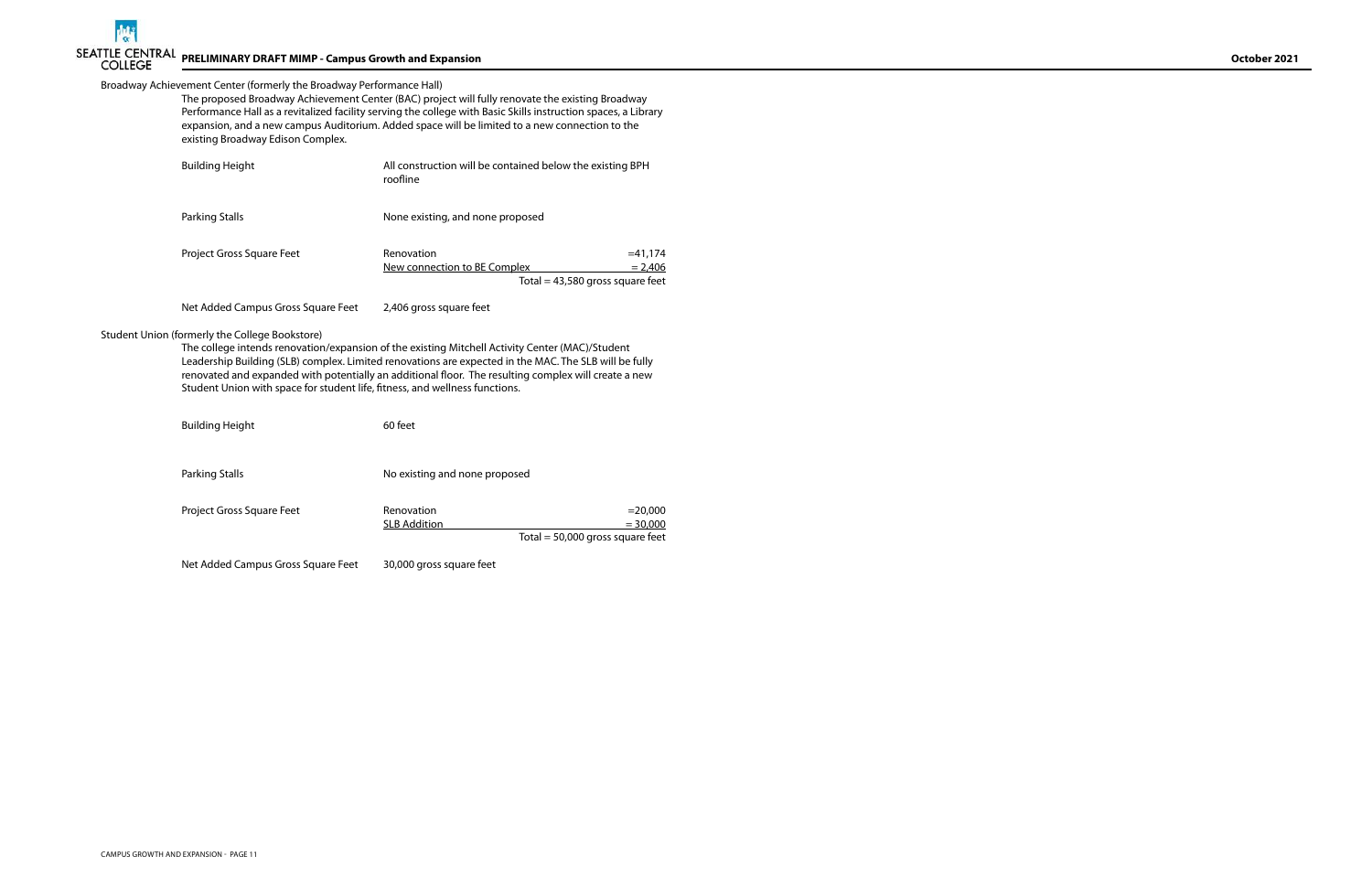### Broadway Achievement Center (formerly the Broadway Performance Hall)

The proposed Broadway Achievement Center (BAC) project will fully renovate the existing Broadway Performance Hall as a revitalized facility serving the college with Basic Skills instruction spaces, a Library expansion, and a new campus Auditorium. Added space will be limited to a new connection to the existing Broadway Edison Complex.

| | | |
|---|---|---|
| Building Height | All construction will be contained below the existing BPH roofline | |
| Parking Stalls | None existing, and none proposed | |
| Project Gross Square Feet | Renovation | =41,174 |
| | New connection to BE Complex | = 2,406 |
| | Total = 43,580 gross square feet | |
| Net Added Campus Gross Square Feet | 2,406 gross square feet | |

### Student Union (formerly the College Bookstore)

The college intends renovation/expansion of the existing Mitchell Activity Center (MAC)/Student Leadership Building (SLB) complex. Limited renovations are expected in the MAC. The SLB will be fully renovated and expanded with potentially an additional floor. The resulting complex will create a new Student Union with space for student life, fitness, and wellness functions.

| | | |
|---|---|---|
| Building Height | 60 feet | |
| Parking Stalls | No existing and none proposed | |
| Project Gross Square Feet | Renovation | =20,000 |
| | SLB Addition | = 30,000 |
| | Total = 50,000 gross square feet | |
| Net Added Campus Gross Square Feet | 30,000 gross square feet | |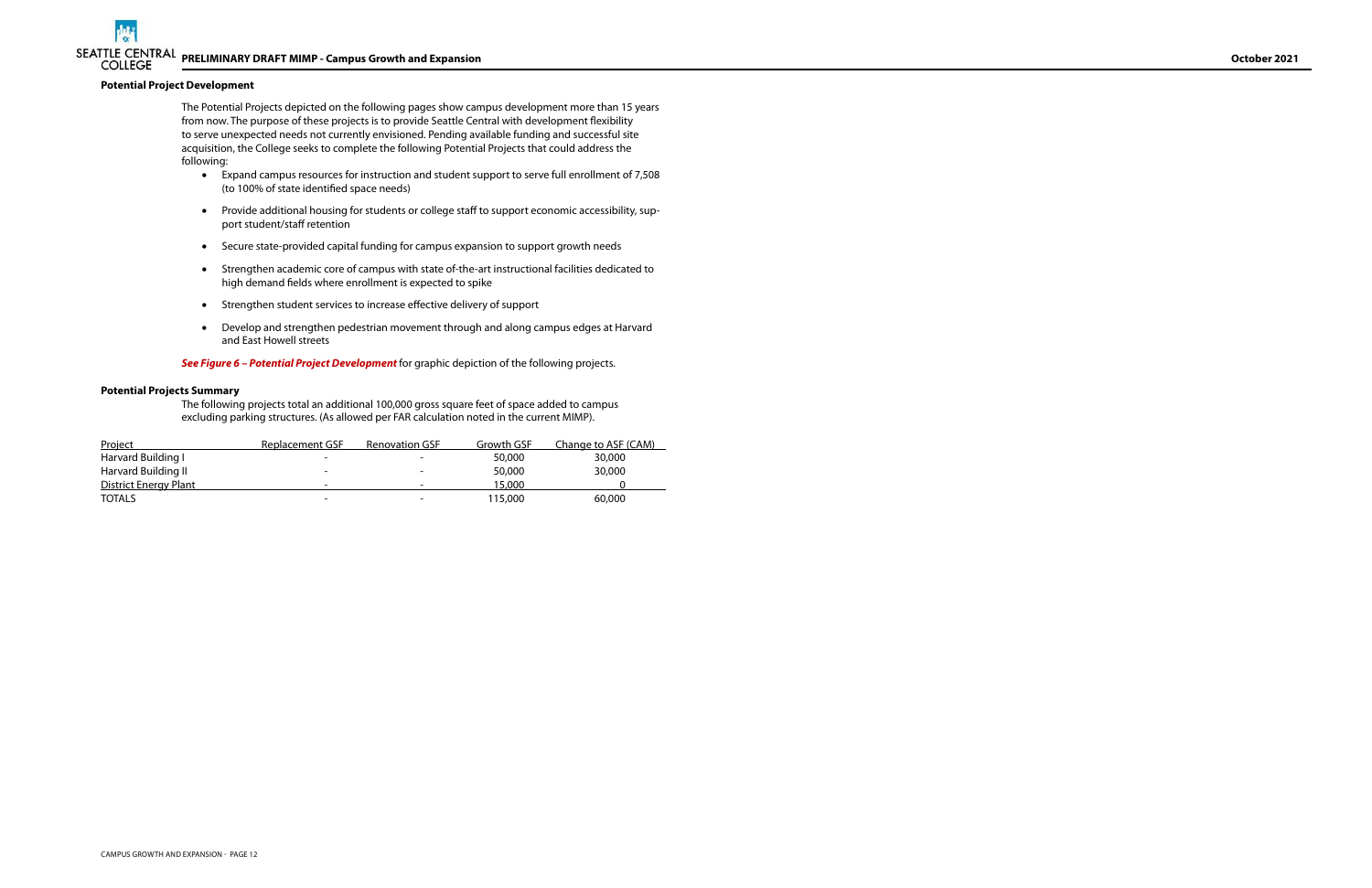### Potential Project Development

The Potential Projects depicted on the following pages show campus development more than 15 years from now. The purpose of these projects is to provide Seattle Central with development flexibility to serve unexpected needs not currently envisioned. Pending available funding and successful site acquisition, the College seeks to complete the following Potential Projects that could address the following:

- Expand campus resources for instruction and student support to serve full enrollment of 7,508 (to 100% of state identified space needs)
- Provide additional housing for students or college staff to support economic accessibility, support student/staff retention
- Secure state-provided capital funding for campus expansion to support growth needs
- Strengthen academic core of campus with state of-the-art instructional facilities dedicated to high demand fields where enrollment is expected to spike
- Strengthen student services to increase effective delivery of support
- Develop and strengthen pedestrian movement through and along campus edges at Harvard and East Howell streets

***See Figure 6 – Potential Project Development*** for graphic depiction of the following projects.

### Potential Projects Summary

The following projects total an additional 100,000 gross square feet of space added to campus excluding parking structures. (As allowed per FAR calculation noted in the current MIMP).

| Project | Replacement GSF | Renovation GSF | Growth GSF | Change to ASF (CAM) |
|---|---|---|---|---|
| Harvard Building I | - | - | 50,000 | 30,000 |
| Harvard Building II | - | - | 50,000 | 30,000 |
| District Energy Plant | - | - | 15,000 | 0 |
| TOTALS | - | - | 115,000 | 60,000 |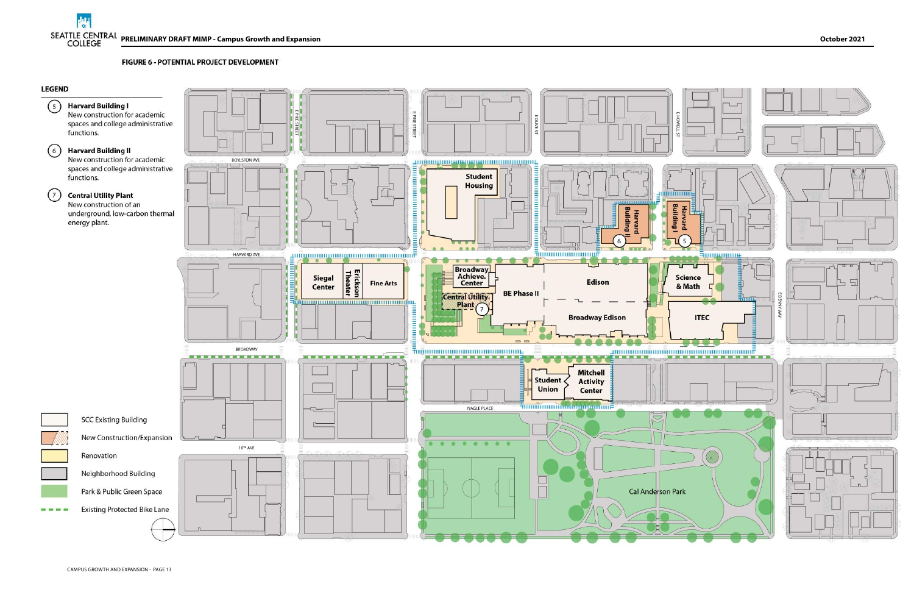**FIGURE 6 - POTENTIAL PROJECT DEVELOPMENT**

**LEGEND**

5. **Harvard Building I**
   New construction for academic spaces and college administrative functions.

6. **Harvard Building II**
   New construction for academic spaces and college administrative functions.

7. **Central Utility Plant**
   New construction of an underground, low-carbon thermal energy plant.

- SCC Existing Building
- New Construction/Expansion
- Renovation
- Neighborhood Building
- Park & Public Green Space
- Existing Protected Bike Lane

E PINE STREET | E OLIVE ST | E HOWELL ST | BOYLSTON AVE | HARVARD AVE | BROADWAY | 10TH AVE | NAGLE PLACE | EDNNY WAY

Student Housing | Harvard Building II | Harvard Building I | Siegal Center | Erickson Theater | Fine Arts | Broadway Achieve. Center | Central Utility Plant | BE Phase II | Edison | Broadway Edison | Science & Math | ITEC | Student Union | Mitchell Activity Center | Cal Anderson Park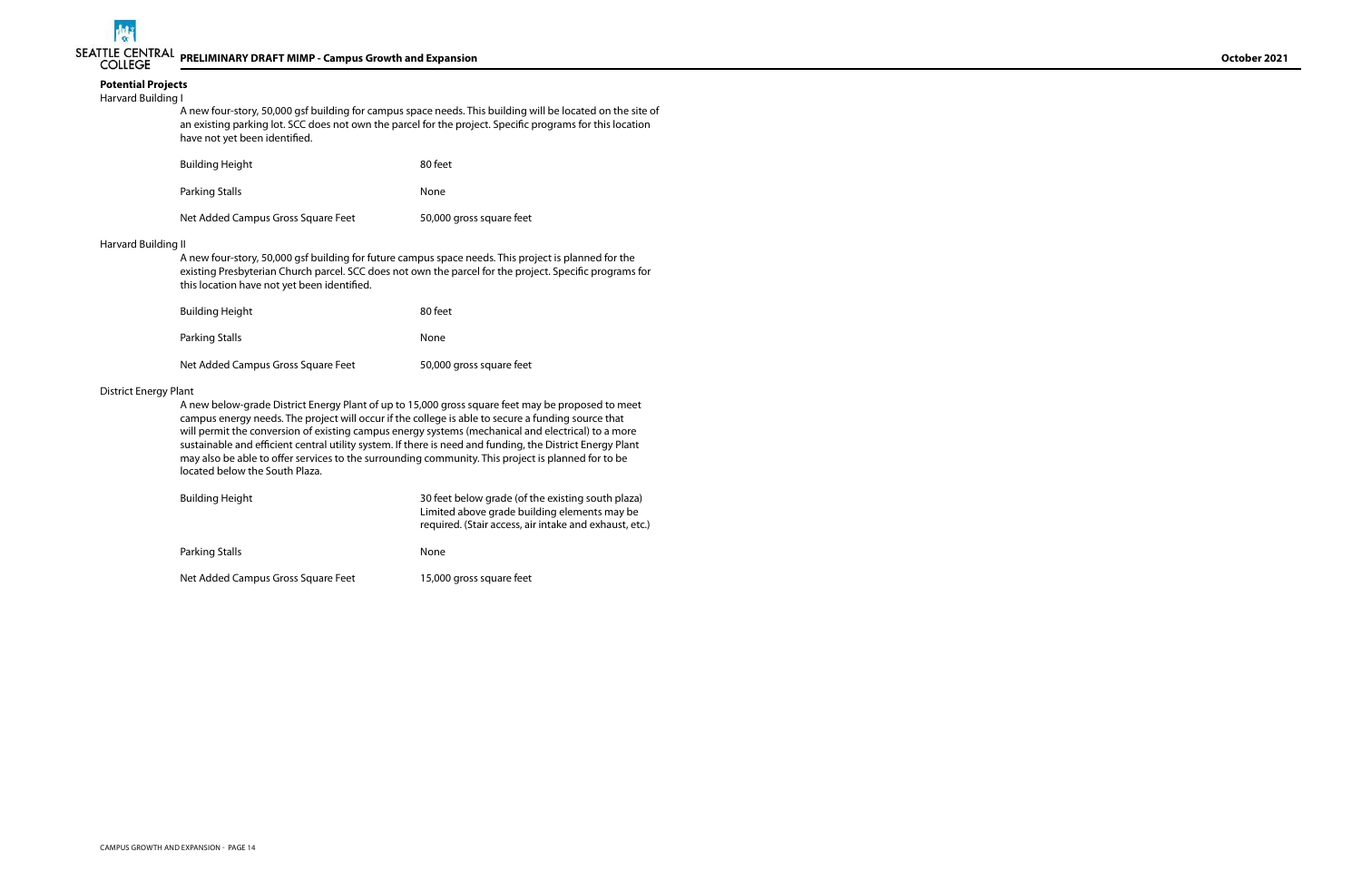## Potential Projects

### Harvard Building I

A new four-story, 50,000 gsf building for campus space needs. This building will be located on the site of an existing parking lot. SCC does not own the parcel for the project. Specific programs for this location have not yet been identified.

| | |
|---|---|
| Building Height | 80 feet |
| Parking Stalls | None |
| Net Added Campus Gross Square Feet | 50,000 gross square feet |

### Harvard Building II

A new four-story, 50,000 gsf building for future campus space needs. This project is planned for the existing Presbyterian Church parcel. SCC does not own the parcel for the project. Specific programs for this location have not yet been identified.

| | |
|---|---|
| Building Height | 80 feet |
| Parking Stalls | None |
| Net Added Campus Gross Square Feet | 50,000 gross square feet |

### District Energy Plant

A new below-grade District Energy Plant of up to 15,000 gross square feet may be proposed to meet campus energy needs. The project will occur if the college is able to secure a funding source that will permit the conversion of existing campus energy systems (mechanical and electrical) to a more sustainable and efficient central utility system. If there is need and funding, the District Energy Plant may also be able to offer services to the surrounding community. This project is planned for to be located below the South Plaza.

| | |
|---|---|
| Building Height | 30 feet below grade (of the existing south plaza) Limited above grade building elements may be required. (Stair access, air intake and exhaust, etc.) |
| Parking Stalls | None |
| Net Added Campus Gross Square Feet | 15,000 gross square feet |